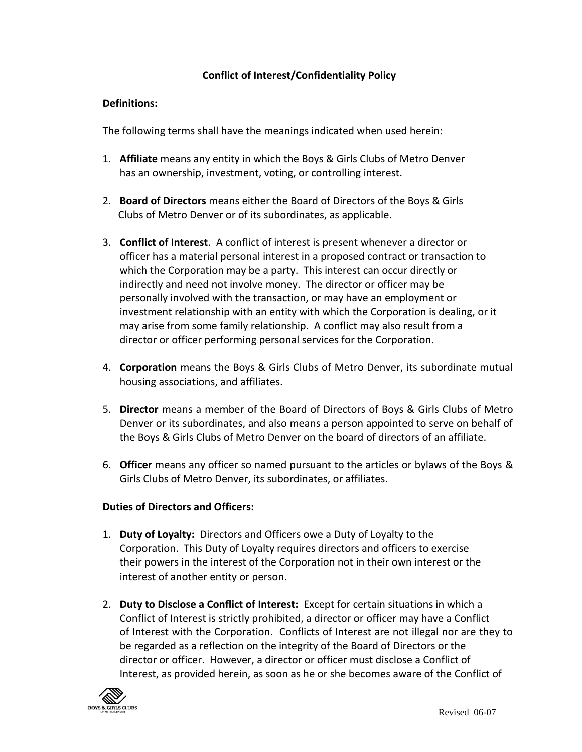**Conflict of Interest/Confidentiality Policy**

**Definitions:**

The following terms shall have the meanings indicated when used herein:

1. **Affiliate** means any entity in which the Boys & Girls Clubs of Metro Denver has an ownership, investment, voting, or controlling interest.

2. **Board of Directors** means either the Board of Directors of the Boys & Girls Clubs of Metro Denver or of its subordinates, as applicable.

3. **Conflict of Interest**. A conflict of interest is present whenever a director or officer has a material personal interest in a proposed contract or transaction to which the Corporation may be a party. This interest can occur directly or indirectly and need not involve money. The director or officer may be personally involved with the transaction, or may have an employment or investment relationship with an entity with which the Corporation is dealing, or it may arise from some family relationship. A conflict may also result from a director or officer performing personal services for the Corporation.

4. **Corporation** means the Boys & Girls Clubs of Metro Denver, its subordinate mutual housing associations, and affiliates.

5. **Director** means a member of the Board of Directors of Boys & Girls Clubs of Metro Denver or its subordinates, and also means a person appointed to serve on behalf of the Boys & Girls Clubs of Metro Denver on the board of directors of an affiliate.

6. **Officer** means any officer so named pursuant to the articles or bylaws of the Boys & Girls Clubs of Metro Denver, its subordinates, or affiliates.

**Duties of Directors and Officers:**

1. **Duty of Loyalty:** Directors and Officers owe a Duty of Loyalty to the Corporation. This Duty of Loyalty requires directors and officers to exercise their powers in the interest of the Corporation not in their own interest or the interest of another entity or person.

2. **Duty to Disclose a Conflict of Interest:** Except for certain situations in which a Conflict of Interest is strictly prohibited, a director or officer may have a Conflict of Interest with the Corporation. Conflicts of Interest are not illegal nor are they to be regarded as a reflection on the integrity of the Board of Directors or the director or officer. However, a director or officer must disclose a Conflict of Interest, as provided herein, as soon as he or she becomes aware of the Conflict of

Revised 06-07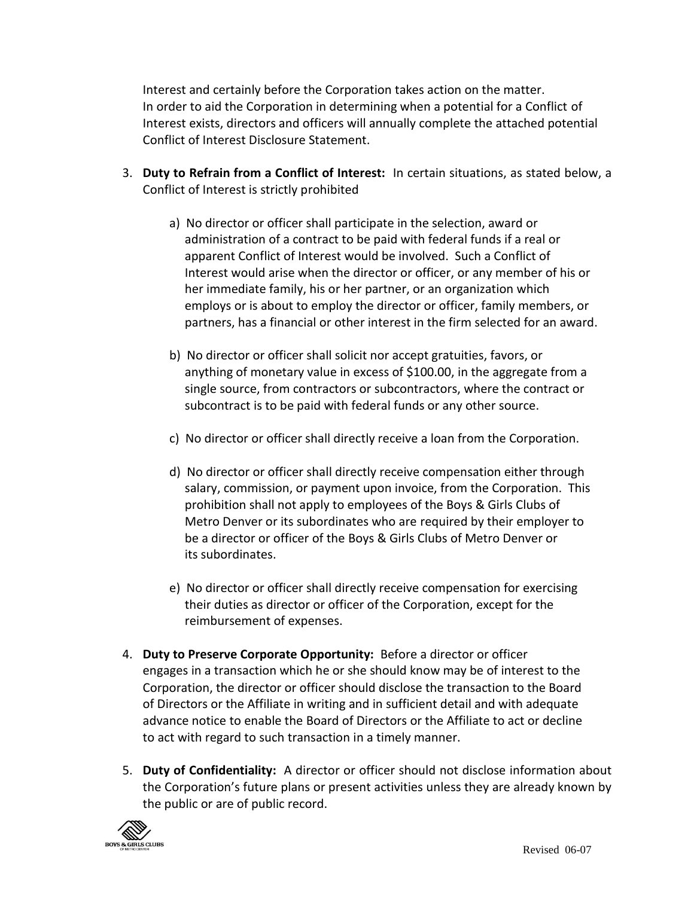Interest and certainly before the Corporation takes action on the matter.
In order to aid the Corporation in determining when a potential for a Conflict of Interest exists, directors and officers will annually complete the attached potential Conflict of Interest Disclosure Statement.

3. **Duty to Refrain from a Conflict of Interest:** In certain situations, as stated below, a Conflict of Interest is strictly prohibited

   a) No director or officer shall participate in the selection, award or administration of a contract to be paid with federal funds if a real or apparent Conflict of Interest would be involved. Such a Conflict of Interest would arise when the director or officer, or any member of his or her immediate family, his or her partner, or an organization which employs or is about to employ the director or officer, family members, or partners, has a financial or other interest in the firm selected for an award.

   b) No director or officer shall solicit nor accept gratuities, favors, or anything of monetary value in excess of $100.00, in the aggregate from a single source, from contractors or subcontractors, where the contract or subcontract is to be paid with federal funds or any other source.

   c) No director or officer shall directly receive a loan from the Corporation.

   d) No director or officer shall directly receive compensation either through salary, commission, or payment upon invoice, from the Corporation. This prohibition shall not apply to employees of the Boys & Girls Clubs of Metro Denver or its subordinates who are required by their employer to be a director or officer of the Boys & Girls Clubs of Metro Denver or its subordinates.

   e) No director or officer shall directly receive compensation for exercising their duties as director or officer of the Corporation, except for the reimbursement of expenses.

4. **Duty to Preserve Corporate Opportunity:** Before a director or officer engages in a transaction which he or she should know may be of interest to the Corporation, the director or officer should disclose the transaction to the Board of Directors or the Affiliate in writing and in sufficient detail and with adequate advance notice to enable the Board of Directors or the Affiliate to act or decline to act with regard to such transaction in a timely manner.

5. **Duty of Confidentiality:** A director or officer should not disclose information about the Corporation's future plans or present activities unless they are already known by the public or are of public record.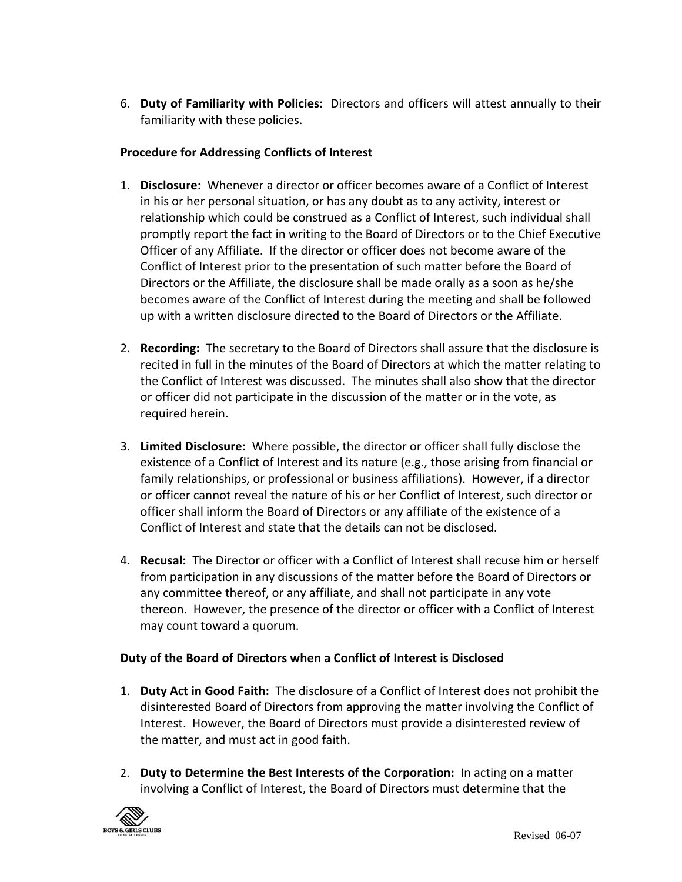6. **Duty of Familiarity with Policies:** Directors and officers will attest annually to their familiarity with these policies.

**Procedure for Addressing Conflicts of Interest**

1. **Disclosure:** Whenever a director or officer becomes aware of a Conflict of Interest in his or her personal situation, or has any doubt as to any activity, interest or relationship which could be construed as a Conflict of Interest, such individual shall promptly report the fact in writing to the Board of Directors or to the Chief Executive Officer of any Affiliate. If the director or officer does not become aware of the Conflict of Interest prior to the presentation of such matter before the Board of Directors or the Affiliate, the disclosure shall be made orally as a soon as he/she becomes aware of the Conflict of Interest during the meeting and shall be followed up with a written disclosure directed to the Board of Directors or the Affiliate.

2. **Recording:** The secretary to the Board of Directors shall assure that the disclosure is recited in full in the minutes of the Board of Directors at which the matter relating to the Conflict of Interest was discussed. The minutes shall also show that the director or officer did not participate in the discussion of the matter or in the vote, as required herein.

3. **Limited Disclosure:** Where possible, the director or officer shall fully disclose the existence of a Conflict of Interest and its nature (e.g., those arising from financial or family relationships, or professional or business affiliations). However, if a director or officer cannot reveal the nature of his or her Conflict of Interest, such director or officer shall inform the Board of Directors or any affiliate of the existence of a Conflict of Interest and state that the details can not be disclosed.

4. **Recusal:** The Director or officer with a Conflict of Interest shall recuse him or herself from participation in any discussions of the matter before the Board of Directors or any committee thereof, or any affiliate, and shall not participate in any vote thereon. However, the presence of the director or officer with a Conflict of Interest may count toward a quorum.

**Duty of the Board of Directors when a Conflict of Interest is Disclosed**

1. **Duty Act in Good Faith:** The disclosure of a Conflict of Interest does not prohibit the disinterested Board of Directors from approving the matter involving the Conflict of Interest. However, the Board of Directors must provide a disinterested review of the matter, and must act in good faith.

2. **Duty to Determine the Best Interests of the Corporation:** In acting on a matter involving a Conflict of Interest, the Board of Directors must determine that the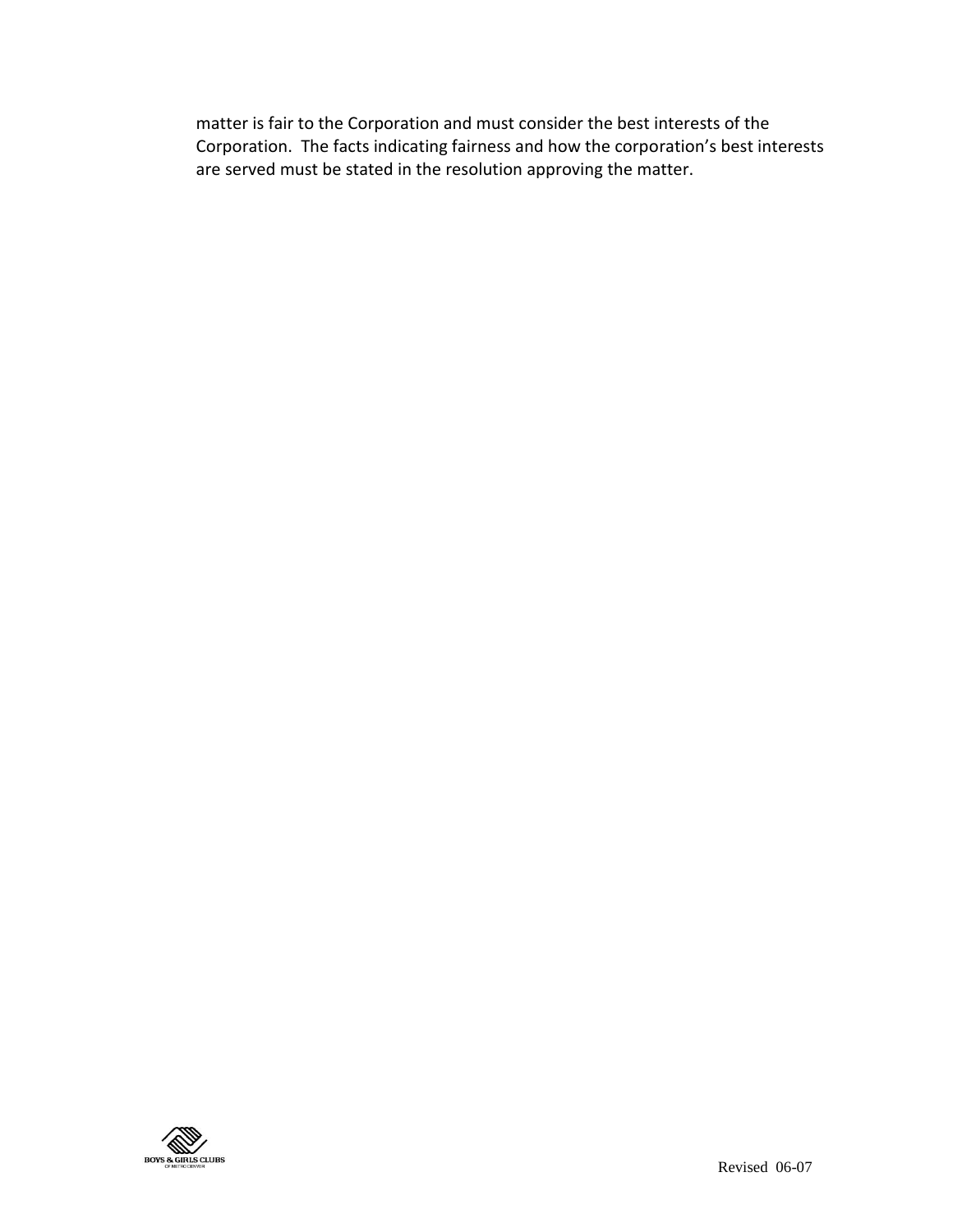matter is fair to the Corporation and must consider the best interests of the Corporation. The facts indicating fairness and how the corporation's best interests are served must be stated in the resolution approving the matter.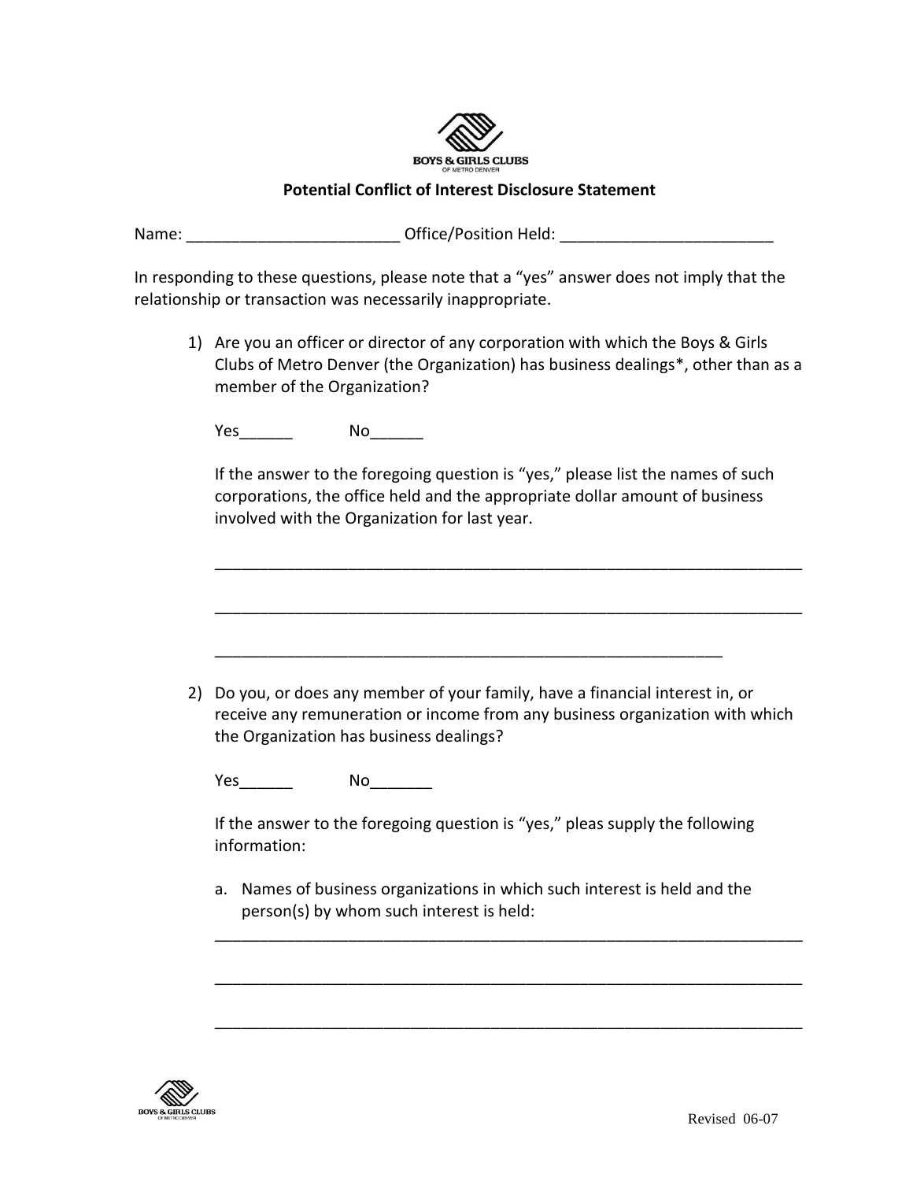BOYS & GIRLS CLUBS
OF METRO DENVER

**Potential Conflict of Interest Disclosure Statement**

Name: ________________________ Office/Position Held: ________________________

In responding to these questions, please note that a "yes" answer does not imply that the relationship or transaction was necessarily inappropriate.

1) Are you an officer or director of any corporation with which the Boys & Girls Clubs of Metro Denver (the Organization) has business dealings*, other than as a member of the Organization?

   Yes______ No______

   If the answer to the foregoing question is "yes," please list the names of such corporations, the office held and the appropriate dollar amount of business involved with the Organization for last year.

   ____________________________________________________________________

   ____________________________________________________________________

   ___________________________________________________________

2) Do you, or does any member of your family, have a financial interest in, or receive any remuneration or income from any business organization with which the Organization has business dealings?

   Yes______ No_______

   If the answer to the foregoing question is "yes," pleas supply the following information:

   a. Names of business organizations in which such interest is held and the person(s) by whom such interest is held:

   ____________________________________________________________________

   ____________________________________________________________________

   ____________________________________________________________________

Revised 06-07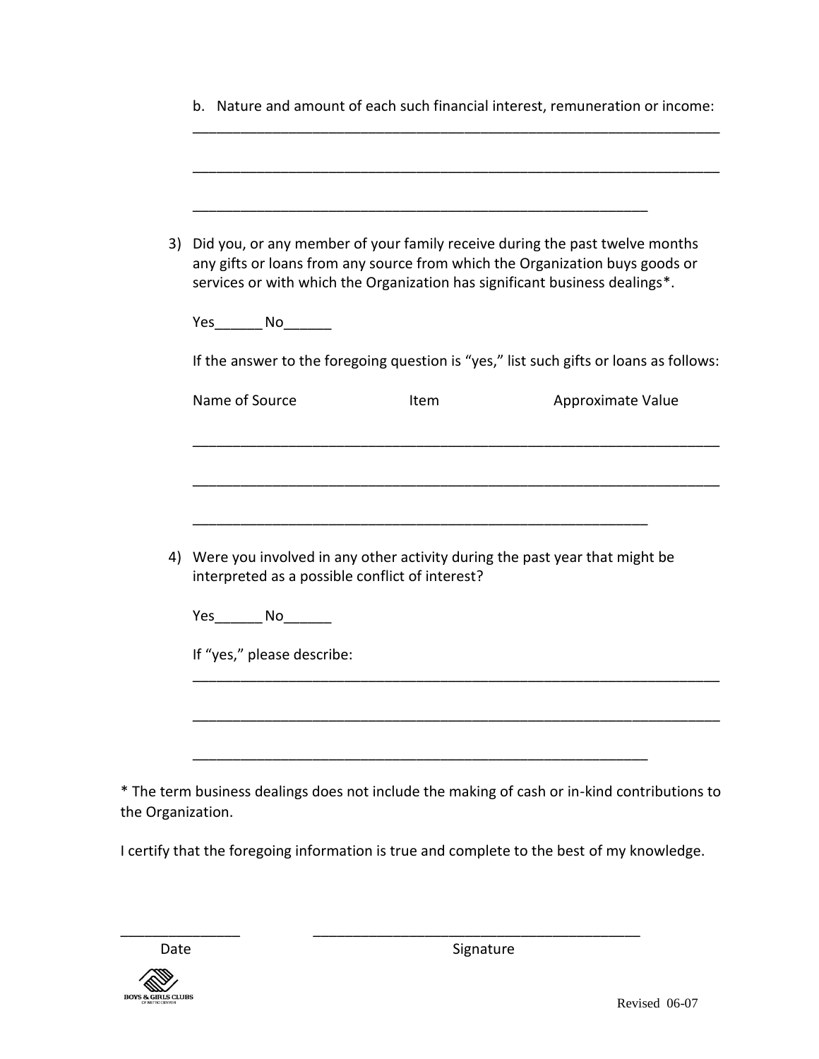b. Nature and amount of each such financial interest, remuneration or income:

______________________________________________________________________

______________________________________________________________________

____________________________________________________________

3) Did you, or any member of your family receive during the past twelve months any gifts or loans from any source from which the Organization buys goods or services or with which the Organization has significant business dealings*.

   Yes______ No______

   If the answer to the foregoing question is “yes,” list such gifts or loans as follows:

   Name of Source    Item    Approximate Value

   ______________________________________________________________________

   ______________________________________________________________________

   ____________________________________________________________

4) Were you involved in any other activity during the past year that might be interpreted as a possible conflict of interest?

   Yes______ No______

   If “yes,” please describe:

   ______________________________________________________________________

   ______________________________________________________________________

   ____________________________________________________________

* The term business dealings does not include the making of cash or in-kind contributions to the Organization.

I certify that the foregoing information is true and complete to the best of my knowledge.

_______________    ___________________________________________

Date    Signature

Revised 06-07